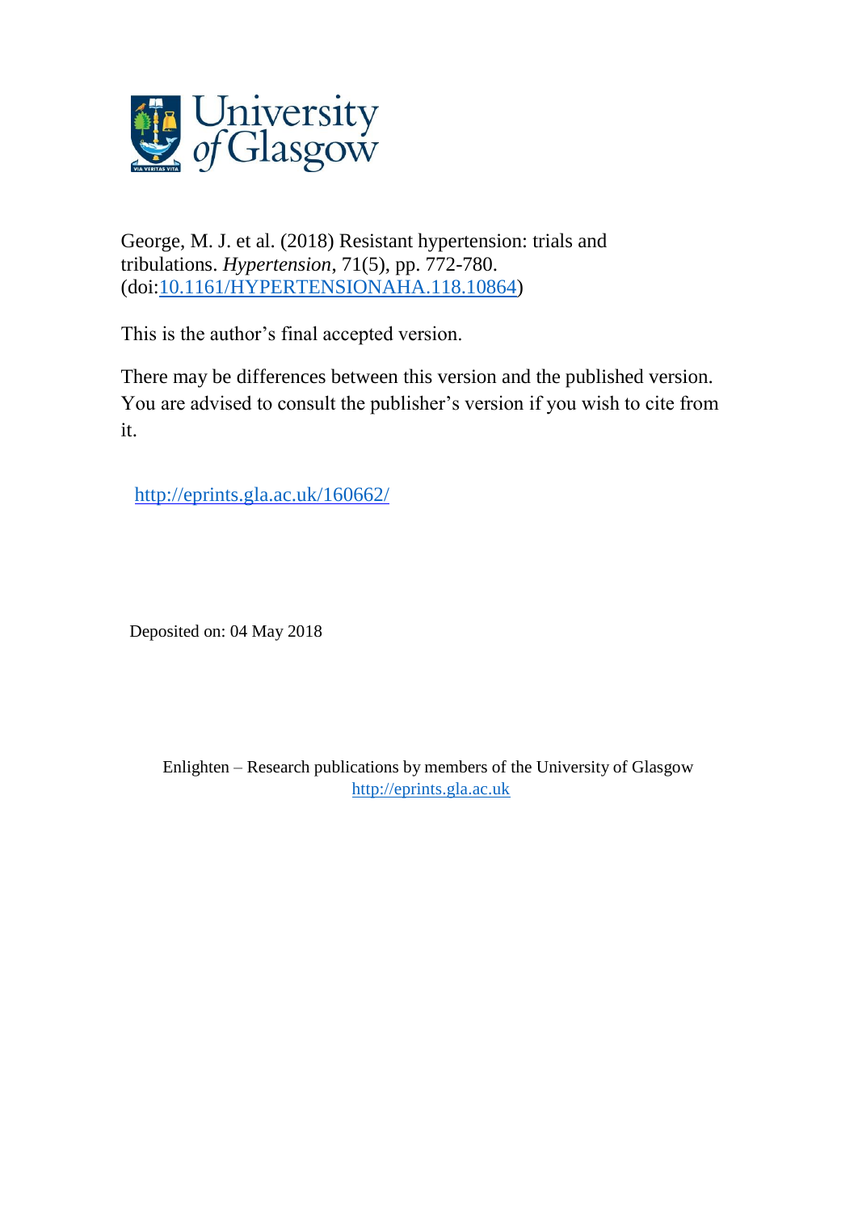George, M. J. et al. (2018) Resistant hypertension: trials and tribulations. *Hypertension*, 71(5), pp. 772-780. (doi:[10.1161/HYPERTENSIONAHA.118.10864](https://doi.org/10.1161/HYPERTENSIONAHA.118.10864))

This is the author's final accepted version.

There may be differences between this version and the published version. You are advised to consult the publisher's version if you wish to cite from it.

http://eprints.gla.ac.uk/160662/

Deposited on: 04 May 2018

Enlighten – Research publications by members of the University of Glasgow
http://eprints.gla.ac.uk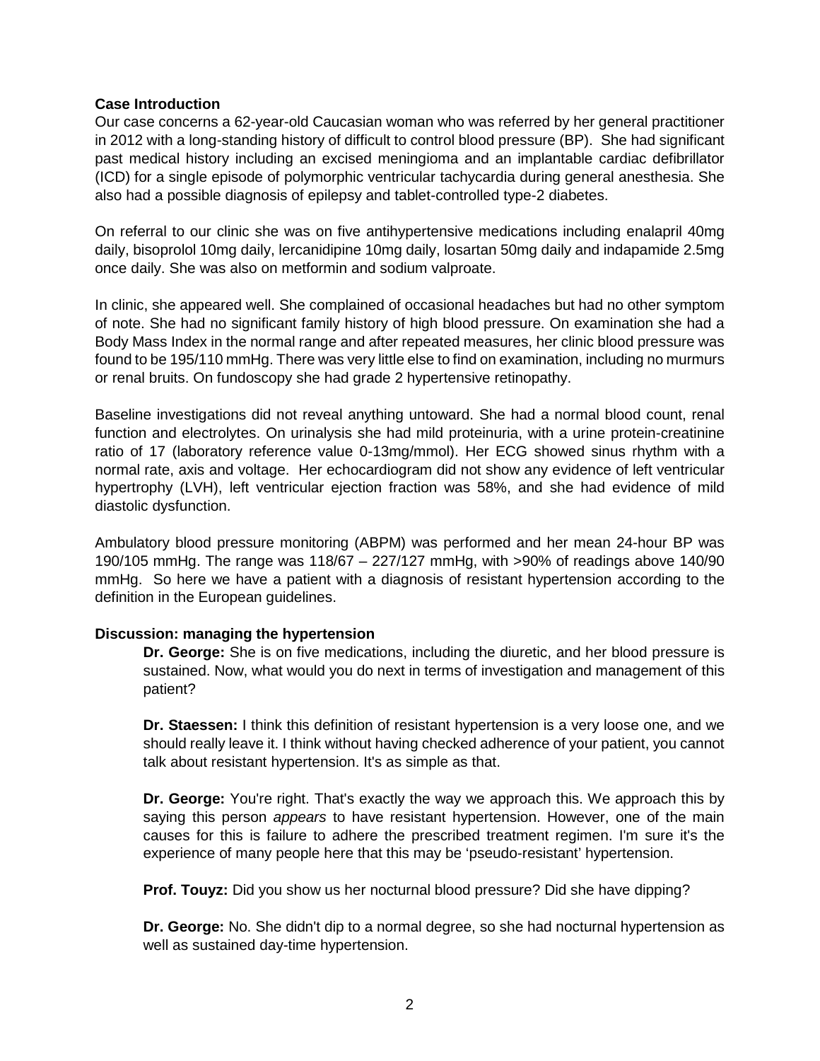**Case Introduction**

Our case concerns a 62-year-old Caucasian woman who was referred by her general practitioner in 2012 with a long-standing history of difficult to control blood pressure (BP). She had significant past medical history including an excised meningioma and an implantable cardiac defibrillator (ICD) for a single episode of polymorphic ventricular tachycardia during general anesthesia. She also had a possible diagnosis of epilepsy and tablet-controlled type-2 diabetes.

On referral to our clinic she was on five antihypertensive medications including enalapril 40mg daily, bisoprolol 10mg daily, lercanidipine 10mg daily, losartan 50mg daily and indapamide 2.5mg once daily. She was also on metformin and sodium valproate.

In clinic, she appeared well. She complained of occasional headaches but had no other symptom of note. She had no significant family history of high blood pressure. On examination she had a Body Mass Index in the normal range and after repeated measures, her clinic blood pressure was found to be 195/110 mmHg. There was very little else to find on examination, including no murmurs or renal bruits. On fundoscopy she had grade 2 hypertensive retinopathy.

Baseline investigations did not reveal anything untoward. She had a normal blood count, renal function and electrolytes. On urinalysis she had mild proteinuria, with a urine protein-creatinine ratio of 17 (laboratory reference value 0-13mg/mmol). Her ECG showed sinus rhythm with a normal rate, axis and voltage. Her echocardiogram did not show any evidence of left ventricular hypertrophy (LVH), left ventricular ejection fraction was 58%, and she had evidence of mild diastolic dysfunction.

Ambulatory blood pressure monitoring (ABPM) was performed and her mean 24-hour BP was 190/105 mmHg. The range was 118/67 – 227/127 mmHg, with >90% of readings above 140/90 mmHg. So here we have a patient with a diagnosis of resistant hypertension according to the definition in the European guidelines.

**Discussion: managing the hypertension**

> **Dr. George:** She is on five medications, including the diuretic, and her blood pressure is sustained. Now, what would you do next in terms of investigation and management of this patient?
>
> **Dr. Staessen:** I think this definition of resistant hypertension is a very loose one, and we should really leave it. I think without having checked adherence of your patient, you cannot talk about resistant hypertension. It's as simple as that.
>
> **Dr. George:** You're right. That's exactly the way we approach this. We approach this by saying this person *appears* to have resistant hypertension. However, one of the main causes for this is failure to adhere the prescribed treatment regimen. I'm sure it's the experience of many people here that this may be 'pseudo-resistant' hypertension.
>
> **Prof. Touyz:** Did you show us her nocturnal blood pressure? Did she have dipping?
>
> **Dr. George:** No. She didn't dip to a normal degree, so she had nocturnal hypertension as well as sustained day-time hypertension.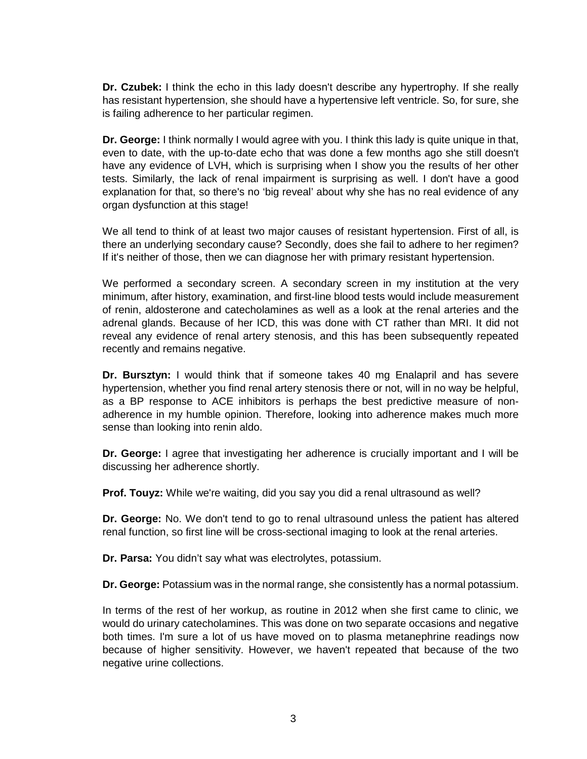**Dr. Czubek:** I think the echo in this lady doesn't describe any hypertrophy. If she really has resistant hypertension, she should have a hypertensive left ventricle. So, for sure, she is failing adherence to her particular regimen.

**Dr. George:** I think normally I would agree with you. I think this lady is quite unique in that, even to date, with the up-to-date echo that was done a few months ago she still doesn't have any evidence of LVH, which is surprising when I show you the results of her other tests. Similarly, the lack of renal impairment is surprising as well. I don't have a good explanation for that, so there's no 'big reveal' about why she has no real evidence of any organ dysfunction at this stage!

We all tend to think of at least two major causes of resistant hypertension. First of all, is there an underlying secondary cause? Secondly, does she fail to adhere to her regimen? If it's neither of those, then we can diagnose her with primary resistant hypertension.

We performed a secondary screen. A secondary screen in my institution at the very minimum, after history, examination, and first-line blood tests would include measurement of renin, aldosterone and catecholamines as well as a look at the renal arteries and the adrenal glands. Because of her ICD, this was done with CT rather than MRI. It did not reveal any evidence of renal artery stenosis, and this has been subsequently repeated recently and remains negative.

**Dr. Bursztyn:** I would think that if someone takes 40 mg Enalapril and has severe hypertension, whether you find renal artery stenosis there or not, will in no way be helpful, as a BP response to ACE inhibitors is perhaps the best predictive measure of non-adherence in my humble opinion. Therefore, looking into adherence makes much more sense than looking into renin aldo.

**Dr. George:** I agree that investigating her adherence is crucially important and I will be discussing her adherence shortly.

**Prof. Touyz:** While we're waiting, did you say you did a renal ultrasound as well?

**Dr. George:** No. We don't tend to go to renal ultrasound unless the patient has altered renal function, so first line will be cross-sectional imaging to look at the renal arteries.

**Dr. Parsa:** You didn't say what was electrolytes, potassium.

**Dr. George:** Potassium was in the normal range, she consistently has a normal potassium.

In terms of the rest of her workup, as routine in 2012 when she first came to clinic, we would do urinary catecholamines. This was done on two separate occasions and negative both times. I'm sure a lot of us have moved on to plasma metanephrine readings now because of higher sensitivity. However, we haven't repeated that because of the two negative urine collections.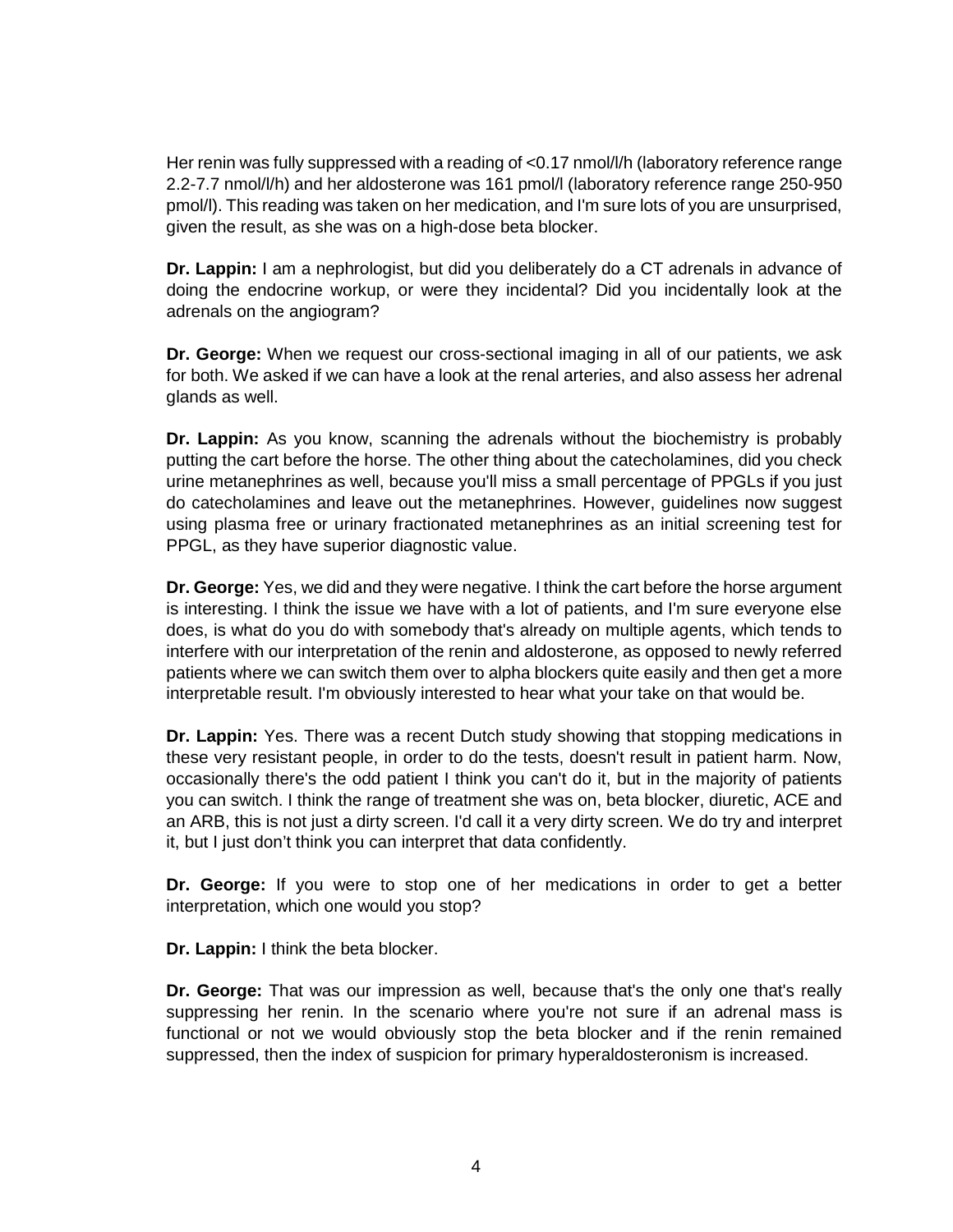Her renin was fully suppressed with a reading of <0.17 nmol/l/h (laboratory reference range 2.2-7.7 nmol/l/h) and her aldosterone was 161 pmol/l (laboratory reference range 250-950 pmol/l). This reading was taken on her medication, and I'm sure lots of you are unsurprised, given the result, as she was on a high-dose beta blocker.

**Dr. Lappin:** I am a nephrologist, but did you deliberately do a CT adrenals in advance of doing the endocrine workup, or were they incidental? Did you incidentally look at the adrenals on the angiogram?

**Dr. George:** When we request our cross-sectional imaging in all of our patients, we ask for both. We asked if we can have a look at the renal arteries, and also assess her adrenal glands as well.

**Dr. Lappin:** As you know, scanning the adrenals without the biochemistry is probably putting the cart before the horse. The other thing about the catecholamines, did you check urine metanephrines as well, because you'll miss a small percentage of PPGLs if you just do catecholamines and leave out the metanephrines. However, guidelines now suggest using plasma free or urinary fractionated metanephrines as an initial screening test for PPGL, as they have superior diagnostic value.

**Dr. George:** Yes, we did and they were negative. I think the cart before the horse argument is interesting. I think the issue we have with a lot of patients, and I'm sure everyone else does, is what do you do with somebody that's already on multiple agents, which tends to interfere with our interpretation of the renin and aldosterone, as opposed to newly referred patients where we can switch them over to alpha blockers quite easily and then get a more interpretable result. I'm obviously interested to hear what your take on that would be.

**Dr. Lappin:** Yes. There was a recent Dutch study showing that stopping medications in these very resistant people, in order to do the tests, doesn't result in patient harm. Now, occasionally there's the odd patient I think you can't do it, but in the majority of patients you can switch. I think the range of treatment she was on, beta blocker, diuretic, ACE and an ARB, this is not just a dirty screen. I'd call it a very dirty screen. We do try and interpret it, but I just don't think you can interpret that data confidently.

**Dr. George:** If you were to stop one of her medications in order to get a better interpretation, which one would you stop?

**Dr. Lappin:** I think the beta blocker.

**Dr. George:** That was our impression as well, because that's the only one that's really suppressing her renin. In the scenario where you're not sure if an adrenal mass is functional or not we would obviously stop the beta blocker and if the renin remained suppressed, then the index of suspicion for primary hyperaldosteronism is increased.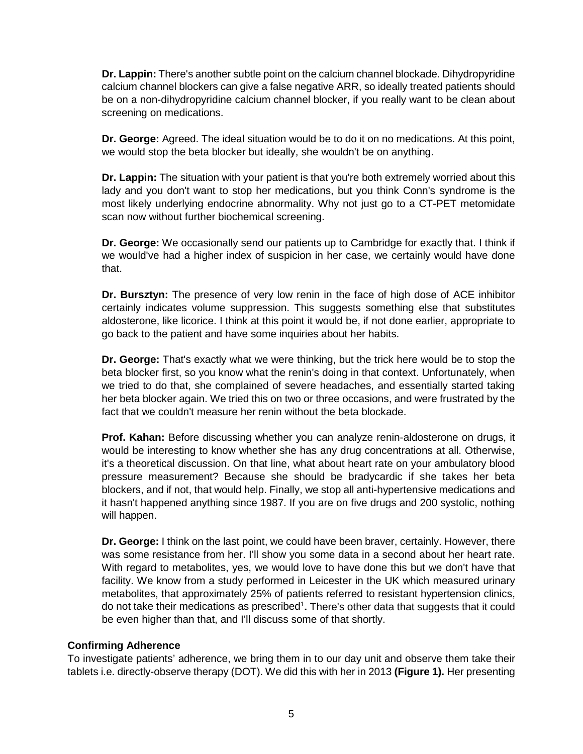**Dr. Lappin:** There's another subtle point on the calcium channel blockade. Dihydropyridine calcium channel blockers can give a false negative ARR, so ideally treated patients should be on a non-dihydropyridine calcium channel blocker, if you really want to be clean about screening on medications.

**Dr. George:** Agreed. The ideal situation would be to do it on no medications. At this point, we would stop the beta blocker but ideally, she wouldn't be on anything.

**Dr. Lappin:** The situation with your patient is that you're both extremely worried about this lady and you don't want to stop her medications, but you think Conn's syndrome is the most likely underlying endocrine abnormality. Why not just go to a CT-PET metomidate scan now without further biochemical screening.

**Dr. George:** We occasionally send our patients up to Cambridge for exactly that. I think if we would've had a higher index of suspicion in her case, we certainly would have done that.

**Dr. Bursztyn:** The presence of very low renin in the face of high dose of ACE inhibitor certainly indicates volume suppression. This suggests something else that substitutes aldosterone, like licorice. I think at this point it would be, if not done earlier, appropriate to go back to the patient and have some inquiries about her habits.

**Dr. George:** That's exactly what we were thinking, but the trick here would be to stop the beta blocker first, so you know what the renin's doing in that context. Unfortunately, when we tried to do that, she complained of severe headaches, and essentially started taking her beta blocker again. We tried this on two or three occasions, and were frustrated by the fact that we couldn't measure her renin without the beta blockade.

**Prof. Kahan:** Before discussing whether you can analyze renin-aldosterone on drugs, it would be interesting to know whether she has any drug concentrations at all. Otherwise, it's a theoretical discussion. On that line, what about heart rate on your ambulatory blood pressure measurement? Because she should be bradycardic if she takes her beta blockers, and if not, that would help. Finally, we stop all anti-hypertensive medications and it hasn't happened anything since 1987. If you are on five drugs and 200 systolic, nothing will happen.

**Dr. George:** I think on the last point, we could have been braver, certainly. However, there was some resistance from her. I'll show you some data in a second about her heart rate. With regard to metabolites, yes, we would love to have done this but we don't have that facility. We know from a study performed in Leicester in the UK which measured urinary metabolites, that approximately 25% of patients referred to resistant hypertension clinics, do not take their medications as prescribed[1]**.** There's other data that suggests that it could be even higher than that, and I'll discuss some of that shortly.

**Confirming Adherence**

To investigate patients' adherence, we bring them in to our day unit and observe them take their tablets i.e. directly-observe therapy (DOT). We did this with her in 2013 **(Figure 1).** Her presenting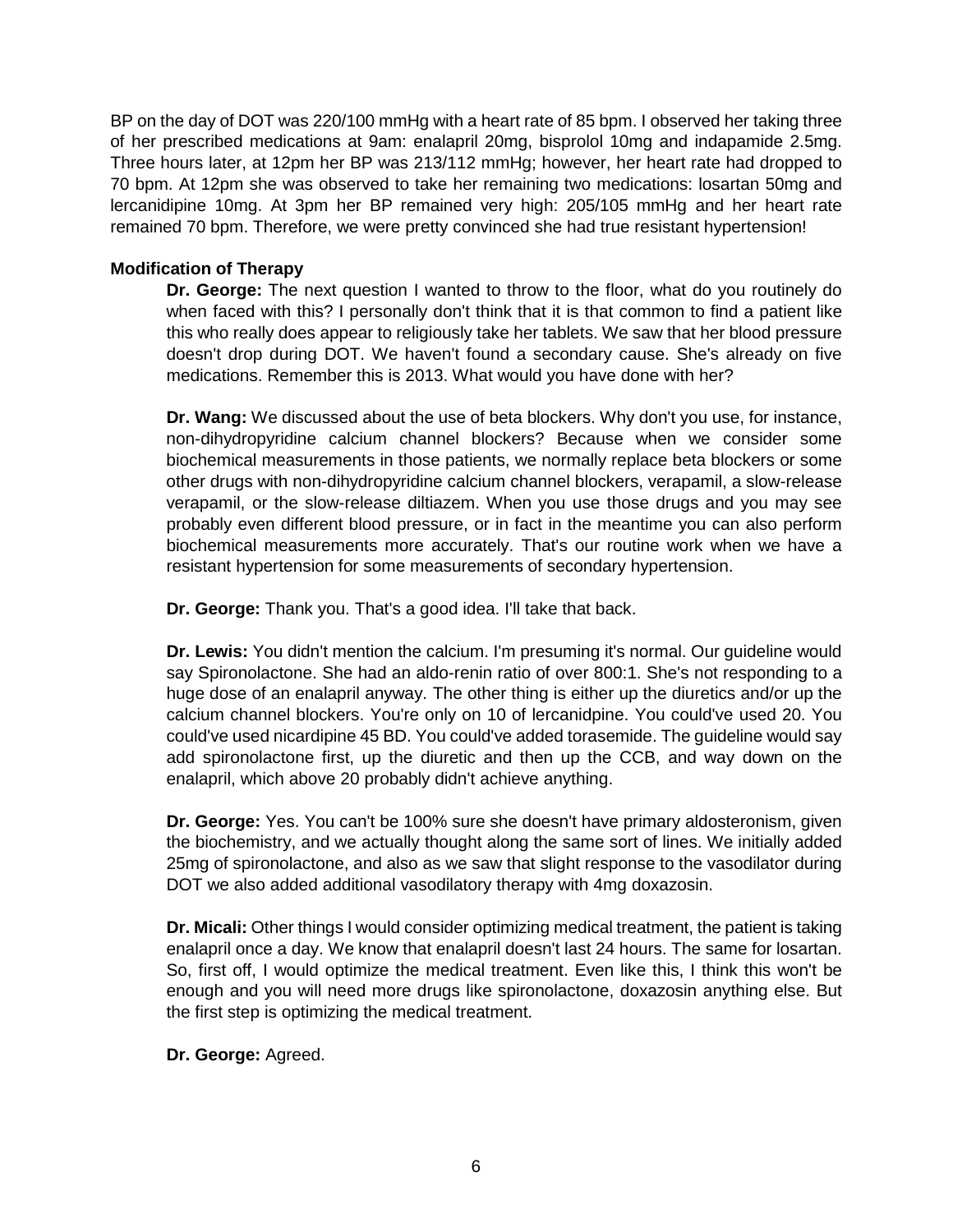BP on the day of DOT was 220/100 mmHg with a heart rate of 85 bpm. I observed her taking three of her prescribed medications at 9am: enalapril 20mg, bisprolol 10mg and indapamide 2.5mg. Three hours later, at 12pm her BP was 213/112 mmHg; however, her heart rate had dropped to 70 bpm. At 12pm she was observed to take her remaining two medications: losartan 50mg and lercanidipine 10mg. At 3pm her BP remained very high: 205/105 mmHg and her heart rate remained 70 bpm. Therefore, we were pretty convinced she had true resistant hypertension!

### Modification of Therapy

**Dr. George:** The next question I wanted to throw to the floor, what do you routinely do when faced with this? I personally don't think that it is that common to find a patient like this who really does appear to religiously take her tablets. We saw that her blood pressure doesn't drop during DOT. We haven't found a secondary cause. She's already on five medications. Remember this is 2013. What would you have done with her?

**Dr. Wang:** We discussed about the use of beta blockers. Why don't you use, for instance, non-dihydropyridine calcium channel blockers? Because when we consider some biochemical measurements in those patients, we normally replace beta blockers or some other drugs with non-dihydropyridine calcium channel blockers, verapamil, a slow-release verapamil, or the slow-release diltiazem. When you use those drugs and you may see probably even different blood pressure, or in fact in the meantime you can also perform biochemical measurements more accurately. That's our routine work when we have a resistant hypertension for some measurements of secondary hypertension.

**Dr. George:** Thank you. That's a good idea. I'll take that back.

**Dr. Lewis:** You didn't mention the calcium. I'm presuming it's normal. Our guideline would say Spironolactone. She had an aldo-renin ratio of over 800:1. She's not responding to a huge dose of an enalapril anyway. The other thing is either up the diuretics and/or up the calcium channel blockers. You're only on 10 of lercanidpine. You could've used 20. You could've used nicardipine 45 BD. You could've added torasemide. The guideline would say add spironolactone first, up the diuretic and then up the CCB, and way down on the enalapril, which above 20 probably didn't achieve anything.

**Dr. George:** Yes. You can't be 100% sure she doesn't have primary aldosteronism, given the biochemistry, and we actually thought along the same sort of lines. We initially added 25mg of spironolactone, and also as we saw that slight response to the vasodilator during DOT we also added additional vasodilatory therapy with 4mg doxazosin.

**Dr. Micali:** Other things I would consider optimizing medical treatment, the patient is taking enalapril once a day. We know that enalapril doesn't last 24 hours. The same for losartan. So, first off, I would optimize the medical treatment. Even like this, I think this won't be enough and you will need more drugs like spironolactone, doxazosin anything else. But the first step is optimizing the medical treatment.

**Dr. George:** Agreed.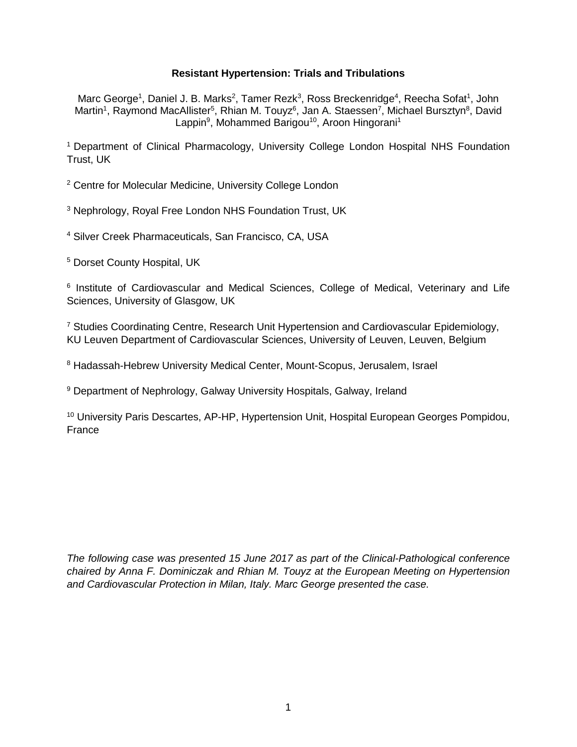**Resistant Hypertension: Trials and Tribulations**

Marc George[1], Daniel J. B. Marks[2], Tamer Rezk[3], Ross Breckenridge[4], Reecha Sofat[1], John Martin[1], Raymond MacAllister[5], Rhian M. Touyz[6], Jan A. Staessen[7], Michael Bursztyn[8], David Lappin[9], Mohammed Barigou[10], Aroon Hingorani[1]

[1] Department of Clinical Pharmacology, University College London Hospital NHS Foundation Trust, UK

[2] Centre for Molecular Medicine, University College London

[3] Nephrology, Royal Free London NHS Foundation Trust, UK

[4] Silver Creek Pharmaceuticals, San Francisco, CA, USA

[5] Dorset County Hospital, UK

[6] Institute of Cardiovascular and Medical Sciences, College of Medical, Veterinary and Life Sciences, University of Glasgow, UK

[7] Studies Coordinating Centre, Research Unit Hypertension and Cardiovascular Epidemiology, KU Leuven Department of Cardiovascular Sciences, University of Leuven, Leuven, Belgium

[8] Hadassah-Hebrew University Medical Center, Mount-Scopus, Jerusalem, Israel

[9] Department of Nephrology, Galway University Hospitals, Galway, Ireland

[10] University Paris Descartes, AP-HP, Hypertension Unit, Hospital European Georges Pompidou, France

*The following case was presented 15 June 2017 as part of the Clinical-Pathological conference chaired by Anna F. Dominiczak and Rhian M. Touyz at the European Meeting on Hypertension and Cardiovascular Protection in Milan, Italy. Marc George presented the case.*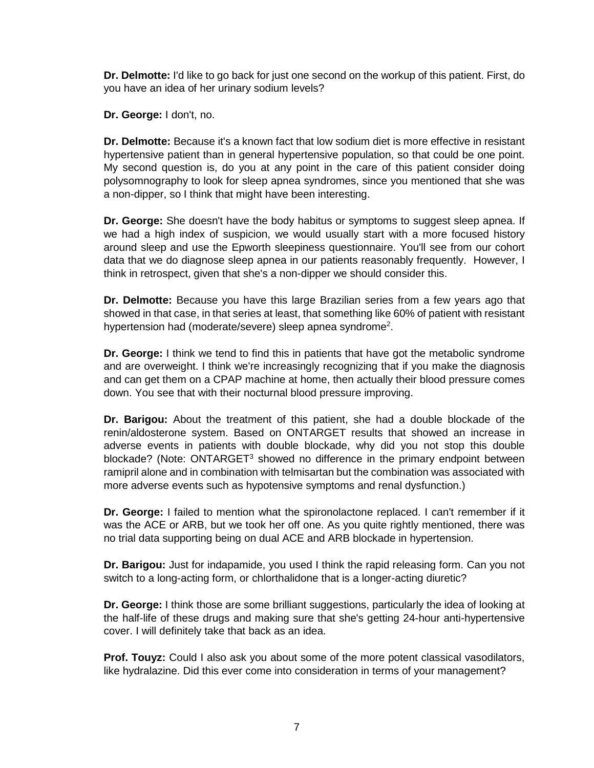**Dr. Delmotte:** I'd like to go back for just one second on the workup of this patient. First, do you have an idea of her urinary sodium levels?

**Dr. George:** I don't, no.

**Dr. Delmotte:** Because it's a known fact that low sodium diet is more effective in resistant hypertensive patient than in general hypertensive population, so that could be one point. My second question is, do you at any point in the care of this patient consider doing polysomnography to look for sleep apnea syndromes, since you mentioned that she was a non-dipper, so I think that might have been interesting.

**Dr. George:** She doesn't have the body habitus or symptoms to suggest sleep apnea. If we had a high index of suspicion, we would usually start with a more focused history around sleep and use the Epworth sleepiness questionnaire. You'll see from our cohort data that we do diagnose sleep apnea in our patients reasonably frequently. However, I think in retrospect, given that she's a non-dipper we should consider this.

**Dr. Delmotte:** Because you have this large Brazilian series from a few years ago that showed in that case, in that series at least, that something like 60% of patient with resistant hypertension had (moderate/severe) sleep apnea syndrome[2].

**Dr. George:** I think we tend to find this in patients that have got the metabolic syndrome and are overweight. I think we're increasingly recognizing that if you make the diagnosis and can get them on a CPAP machine at home, then actually their blood pressure comes down. You see that with their nocturnal blood pressure improving.

**Dr. Barigou:** About the treatment of this patient, she had a double blockade of the renin/aldosterone system. Based on ONTARGET results that showed an increase in adverse events in patients with double blockade, why did you not stop this double blockade? (Note: ONTARGET[3] showed no difference in the primary endpoint between ramipril alone and in combination with telmisartan but the combination was associated with more adverse events such as hypotensive symptoms and renal dysfunction.)

**Dr. George:** I failed to mention what the spironolactone replaced. I can't remember if it was the ACE or ARB, but we took her off one. As you quite rightly mentioned, there was no trial data supporting being on dual ACE and ARB blockade in hypertension.

**Dr. Barigou:** Just for indapamide, you used I think the rapid releasing form. Can you not switch to a long-acting form, or chlorthalidone that is a longer-acting diuretic?

**Dr. George:** I think those are some brilliant suggestions, particularly the idea of looking at the half-life of these drugs and making sure that she's getting 24-hour anti-hypertensive cover. I will definitely take that back as an idea.

**Prof. Touyz:** Could I also ask you about some of the more potent classical vasodilators, like hydralazine. Did this ever come into consideration in terms of your management?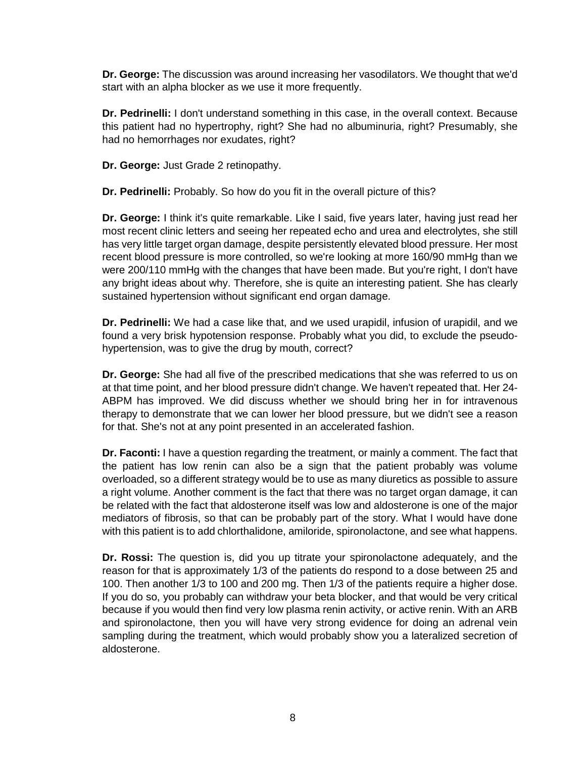**Dr. George:** The discussion was around increasing her vasodilators. We thought that we'd start with an alpha blocker as we use it more frequently.

**Dr. Pedrinelli:** I don't understand something in this case, in the overall context. Because this patient had no hypertrophy, right? She had no albuminuria, right? Presumably, she had no hemorrhages nor exudates, right?

**Dr. George:** Just Grade 2 retinopathy.

**Dr. Pedrinelli:** Probably. So how do you fit in the overall picture of this?

**Dr. George:** I think it's quite remarkable. Like I said, five years later, having just read her most recent clinic letters and seeing her repeated echo and urea and electrolytes, she still has very little target organ damage, despite persistently elevated blood pressure. Her most recent blood pressure is more controlled, so we're looking at more 160/90 mmHg than we were 200/110 mmHg with the changes that have been made. But you're right, I don't have any bright ideas about why. Therefore, she is quite an interesting patient. She has clearly sustained hypertension without significant end organ damage.

**Dr. Pedrinelli:** We had a case like that, and we used urapidil, infusion of urapidil, and we found a very brisk hypotension response. Probably what you did, to exclude the pseudo-hypertension, was to give the drug by mouth, correct?

**Dr. George:** She had all five of the prescribed medications that she was referred to us on at that time point, and her blood pressure didn't change. We haven't repeated that. Her 24-ABPM has improved. We did discuss whether we should bring her in for intravenous therapy to demonstrate that we can lower her blood pressure, but we didn't see a reason for that. She's not at any point presented in an accelerated fashion.

**Dr. Faconti:** I have a question regarding the treatment, or mainly a comment. The fact that the patient has low renin can also be a sign that the patient probably was volume overloaded, so a different strategy would be to use as many diuretics as possible to assure a right volume. Another comment is the fact that there was no target organ damage, it can be related with the fact that aldosterone itself was low and aldosterone is one of the major mediators of fibrosis, so that can be probably part of the story. What I would have done with this patient is to add chlorthalidone, amiloride, spironolactone, and see what happens.

**Dr. Rossi:** The question is, did you up titrate your spironolactone adequately, and the reason for that is approximately 1/3 of the patients do respond to a dose between 25 and 100. Then another 1/3 to 100 and 200 mg. Then 1/3 of the patients require a higher dose. If you do so, you probably can withdraw your beta blocker, and that would be very critical because if you would then find very low plasma renin activity, or active renin. With an ARB and spironolactone, then you will have very strong evidence for doing an adrenal vein sampling during the treatment, which would probably show you a lateralized secretion of aldosterone.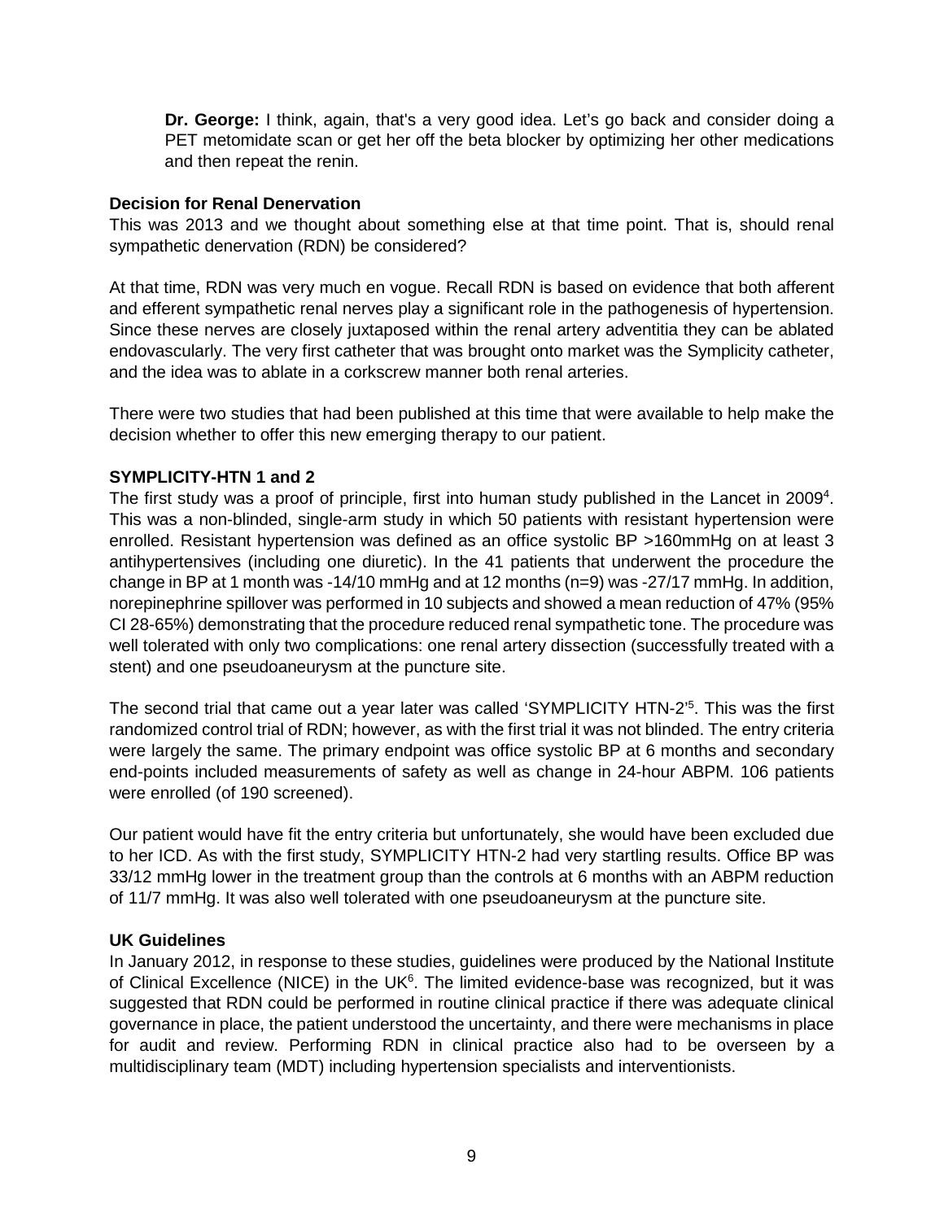**Dr. George:** I think, again, that's a very good idea. Let's go back and consider doing a PET metomidate scan or get her off the beta blocker by optimizing her other medications and then repeat the renin.

**Decision for Renal Denervation**

This was 2013 and we thought about something else at that time point. That is, should renal sympathetic denervation (RDN) be considered?

At that time, RDN was very much en vogue. Recall RDN is based on evidence that both afferent and efferent sympathetic renal nerves play a significant role in the pathogenesis of hypertension. Since these nerves are closely juxtaposed within the renal artery adventitia they can be ablated endovascularly. The very first catheter that was brought onto market was the Symplicity catheter, and the idea was to ablate in a corkscrew manner both renal arteries.

There were two studies that had been published at this time that were available to help make the decision whether to offer this new emerging therapy to our patient.

**SYMPLICITY-HTN 1 and 2**

The first study was a proof of principle, first into human study published in the Lancet in 2009[4]. This was a non-blinded, single-arm study in which 50 patients with resistant hypertension were enrolled. Resistant hypertension was defined as an office systolic BP >160mmHg on at least 3 antihypertensives (including one diuretic). In the 41 patients that underwent the procedure the change in BP at 1 month was -14/10 mmHg and at 12 months (n=9) was -27/17 mmHg. In addition, norepinephrine spillover was performed in 10 subjects and showed a mean reduction of 47% (95% CI 28-65%) demonstrating that the procedure reduced renal sympathetic tone. The procedure was well tolerated with only two complications: one renal artery dissection (successfully treated with a stent) and one pseudoaneurysm at the puncture site.

The second trial that came out a year later was called 'SYMPLICITY HTN-2'[5]. This was the first randomized control trial of RDN; however, as with the first trial it was not blinded. The entry criteria were largely the same. The primary endpoint was office systolic BP at 6 months and secondary end-points included measurements of safety as well as change in 24-hour ABPM. 106 patients were enrolled (of 190 screened).

Our patient would have fit the entry criteria but unfortunately, she would have been excluded due to her ICD. As with the first study, SYMPLICITY HTN-2 had very startling results. Office BP was 33/12 mmHg lower in the treatment group than the controls at 6 months with an ABPM reduction of 11/7 mmHg. It was also well tolerated with one pseudoaneurysm at the puncture site.

**UK Guidelines**

In January 2012, in response to these studies, guidelines were produced by the National Institute of Clinical Excellence (NICE) in the UK[6]. The limited evidence-base was recognized, but it was suggested that RDN could be performed in routine clinical practice if there was adequate clinical governance in place, the patient understood the uncertainty, and there were mechanisms in place for audit and review. Performing RDN in clinical practice also had to be overseen by a multidisciplinary team (MDT) including hypertension specialists and interventionists.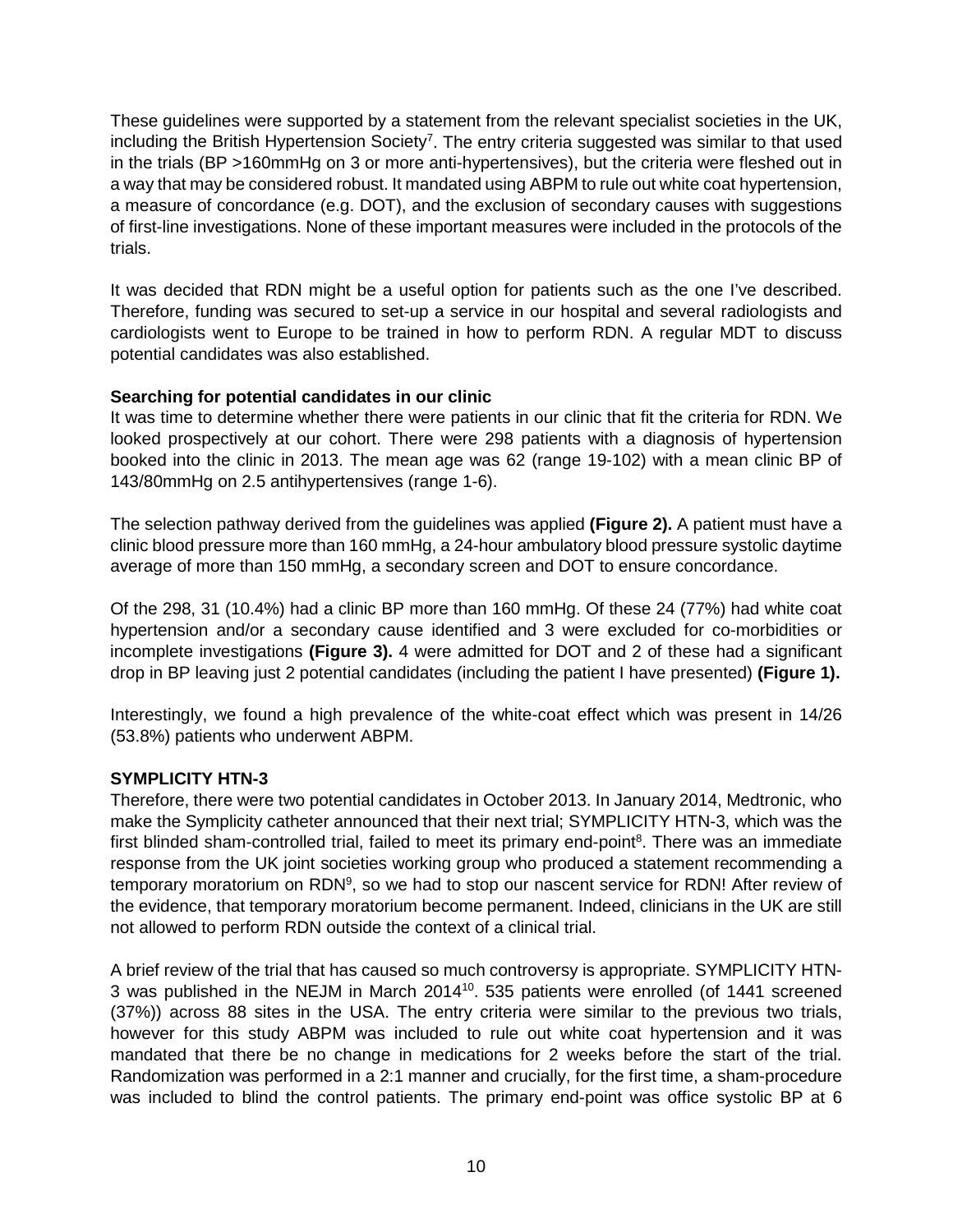These guidelines were supported by a statement from the relevant specialist societies in the UK, including the British Hypertension Society[7]. The entry criteria suggested was similar to that used in the trials (BP >160mmHg on 3 or more anti-hypertensives), but the criteria were fleshed out in a way that may be considered robust. It mandated using ABPM to rule out white coat hypertension, a measure of concordance (e.g. DOT), and the exclusion of secondary causes with suggestions of first-line investigations. None of these important measures were included in the protocols of the trials.

It was decided that RDN might be a useful option for patients such as the one I've described. Therefore, funding was secured to set-up a service in our hospital and several radiologists and cardiologists went to Europe to be trained in how to perform RDN. A regular MDT to discuss potential candidates was also established.

**Searching for potential candidates in our clinic**

It was time to determine whether there were patients in our clinic that fit the criteria for RDN. We looked prospectively at our cohort. There were 298 patients with a diagnosis of hypertension booked into the clinic in 2013. The mean age was 62 (range 19-102) with a mean clinic BP of 143/80mmHg on 2.5 antihypertensives (range 1-6).

The selection pathway derived from the guidelines was applied **(Figure 2).** A patient must have a clinic blood pressure more than 160 mmHg, a 24-hour ambulatory blood pressure systolic daytime average of more than 150 mmHg, a secondary screen and DOT to ensure concordance.

Of the 298, 31 (10.4%) had a clinic BP more than 160 mmHg. Of these 24 (77%) had white coat hypertension and/or a secondary cause identified and 3 were excluded for co-morbidities or incomplete investigations **(Figure 3).** 4 were admitted for DOT and 2 of these had a significant drop in BP leaving just 2 potential candidates (including the patient I have presented) **(Figure 1).**

Interestingly, we found a high prevalence of the white-coat effect which was present in 14/26 (53.8%) patients who underwent ABPM.

**SYMPLICITY HTN-3**

Therefore, there were two potential candidates in October 2013. In January 2014, Medtronic, who make the Symplicity catheter announced that their next trial; SYMPLICITY HTN-3, which was the first blinded sham-controlled trial, failed to meet its primary end-point[8]. There was an immediate response from the UK joint societies working group who produced a statement recommending a temporary moratorium on RDN[9], so we had to stop our nascent service for RDN! After review of the evidence, that temporary moratorium become permanent. Indeed, clinicians in the UK are still not allowed to perform RDN outside the context of a clinical trial.

A brief review of the trial that has caused so much controversy is appropriate. SYMPLICITY HTN-3 was published in the NEJM in March 2014[10]. 535 patients were enrolled (of 1441 screened (37%)) across 88 sites in the USA. The entry criteria were similar to the previous two trials, however for this study ABPM was included to rule out white coat hypertension and it was mandated that there be no change in medications for 2 weeks before the start of the trial. Randomization was performed in a 2:1 manner and crucially, for the first time, a sham-procedure was included to blind the control patients. The primary end-point was office systolic BP at 6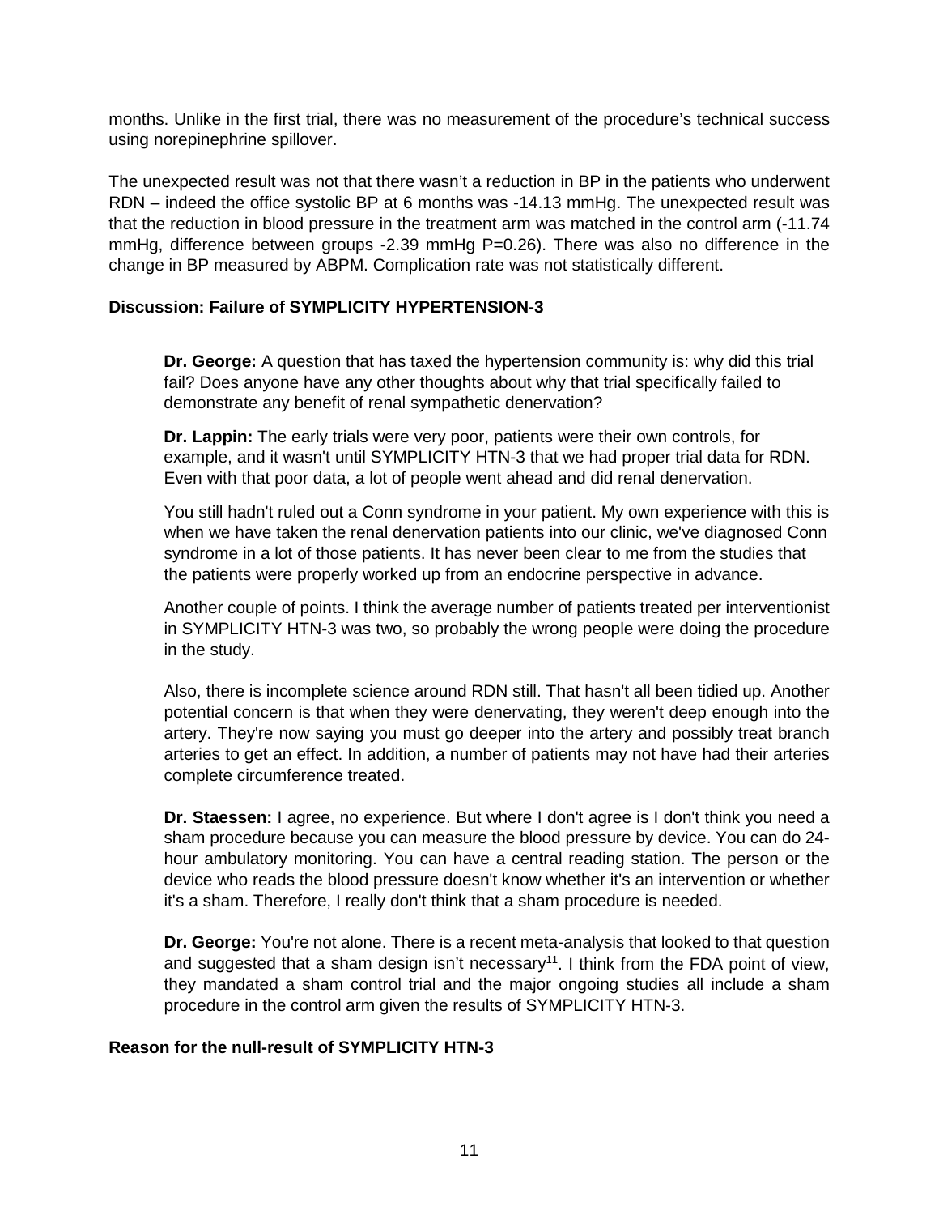months. Unlike in the first trial, there was no measurement of the procedure's technical success using norepinephrine spillover.

The unexpected result was not that there wasn't a reduction in BP in the patients who underwent RDN – indeed the office systolic BP at 6 months was -14.13 mmHg. The unexpected result was that the reduction in blood pressure in the treatment arm was matched in the control arm (-11.74 mmHg, difference between groups -2.39 mmHg P=0.26). There was also no difference in the change in BP measured by ABPM. Complication rate was not statistically different.

### Discussion: Failure of SYMPLICITY HYPERTENSION-3

> **Dr. George:** A question that has taxed the hypertension community is: why did this trial fail? Does anyone have any other thoughts about why that trial specifically failed to demonstrate any benefit of renal sympathetic denervation?
>
> **Dr. Lappin:** The early trials were very poor, patients were their own controls, for example, and it wasn't until SYMPLICITY HTN-3 that we had proper trial data for RDN. Even with that poor data, a lot of people went ahead and did renal denervation.
>
> You still hadn't ruled out a Conn syndrome in your patient. My own experience with this is when we have taken the renal denervation patients into our clinic, we've diagnosed Conn syndrome in a lot of those patients. It has never been clear to me from the studies that the patients were properly worked up from an endocrine perspective in advance.
>
> Another couple of points. I think the average number of patients treated per interventionist in SYMPLICITY HTN-3 was two, so probably the wrong people were doing the procedure in the study.
>
> Also, there is incomplete science around RDN still. That hasn't all been tidied up. Another potential concern is that when they were denervating, they weren't deep enough into the artery. They're now saying you must go deeper into the artery and possibly treat branch arteries to get an effect. In addition, a number of patients may not have had their arteries complete circumference treated.
>
> **Dr. Staessen:** I agree, no experience. But where I don't agree is I don't think you need a sham procedure because you can measure the blood pressure by device. You can do 24-hour ambulatory monitoring. You can have a central reading station. The person or the device who reads the blood pressure doesn't know whether it's an intervention or whether it's a sham. Therefore, I really don't think that a sham procedure is needed.
>
> **Dr. George:** You're not alone. There is a recent meta-analysis that looked to that question and suggested that a sham design isn't necessary[11]. I think from the FDA point of view, they mandated a sham control trial and the major ongoing studies all include a sham procedure in the control arm given the results of SYMPLICITY HTN-3.

### Reason for the null-result of SYMPLICITY HTN-3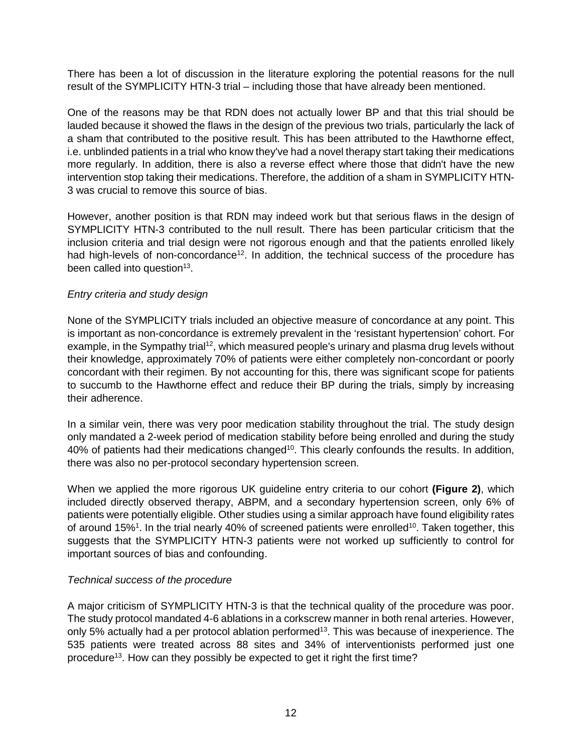There has been a lot of discussion in the literature exploring the potential reasons for the null result of the SYMPLICITY HTN-3 trial – including those that have already been mentioned.

One of the reasons may be that RDN does not actually lower BP and that this trial should be lauded because it showed the flaws in the design of the previous two trials, particularly the lack of a sham that contributed to the positive result. This has been attributed to the Hawthorne effect, i.e. unblinded patients in a trial who know they've had a novel therapy start taking their medications more regularly. In addition, there is also a reverse effect where those that didn't have the new intervention stop taking their medications. Therefore, the addition of a sham in SYMPLICITY HTN-3 was crucial to remove this source of bias.

However, another position is that RDN may indeed work but that serious flaws in the design of SYMPLICITY HTN-3 contributed to the null result. There has been particular criticism that the inclusion criteria and trial design were not rigorous enough and that the patients enrolled likely had high-levels of non-concordance[12]. In addition, the technical success of the procedure has been called into question[13].

*Entry criteria and study design*

None of the SYMPLICITY trials included an objective measure of concordance at any point. This is important as non-concordance is extremely prevalent in the 'resistant hypertension' cohort. For example, in the Sympathy trial[12], which measured people's urinary and plasma drug levels without their knowledge, approximately 70% of patients were either completely non-concordant or poorly concordant with their regimen. By not accounting for this, there was significant scope for patients to succumb to the Hawthorne effect and reduce their BP during the trials, simply by increasing their adherence.

In a similar vein, there was very poor medication stability throughout the trial. The study design only mandated a 2-week period of medication stability before being enrolled and during the study 40% of patients had their medications changed[10]. This clearly confounds the results. In addition, there was also no per-protocol secondary hypertension screen.

When we applied the more rigorous UK guideline entry criteria to our cohort **(Figure 2)**, which included directly observed therapy, ABPM, and a secondary hypertension screen, only 6% of patients were potentially eligible. Other studies using a similar approach have found eligibility rates of around 15%[1]. In the trial nearly 40% of screened patients were enrolled[10]. Taken together, this suggests that the SYMPLICITY HTN-3 patients were not worked up sufficiently to control for important sources of bias and confounding.

*Technical success of the procedure*

A major criticism of SYMPLICITY HTN-3 is that the technical quality of the procedure was poor. The study protocol mandated 4-6 ablations in a corkscrew manner in both renal arteries. However, only 5% actually had a per protocol ablation performed[13]. This was because of inexperience. The 535 patients were treated across 88 sites and 34% of interventionists performed just one procedure[13]. How can they possibly be expected to get it right the first time?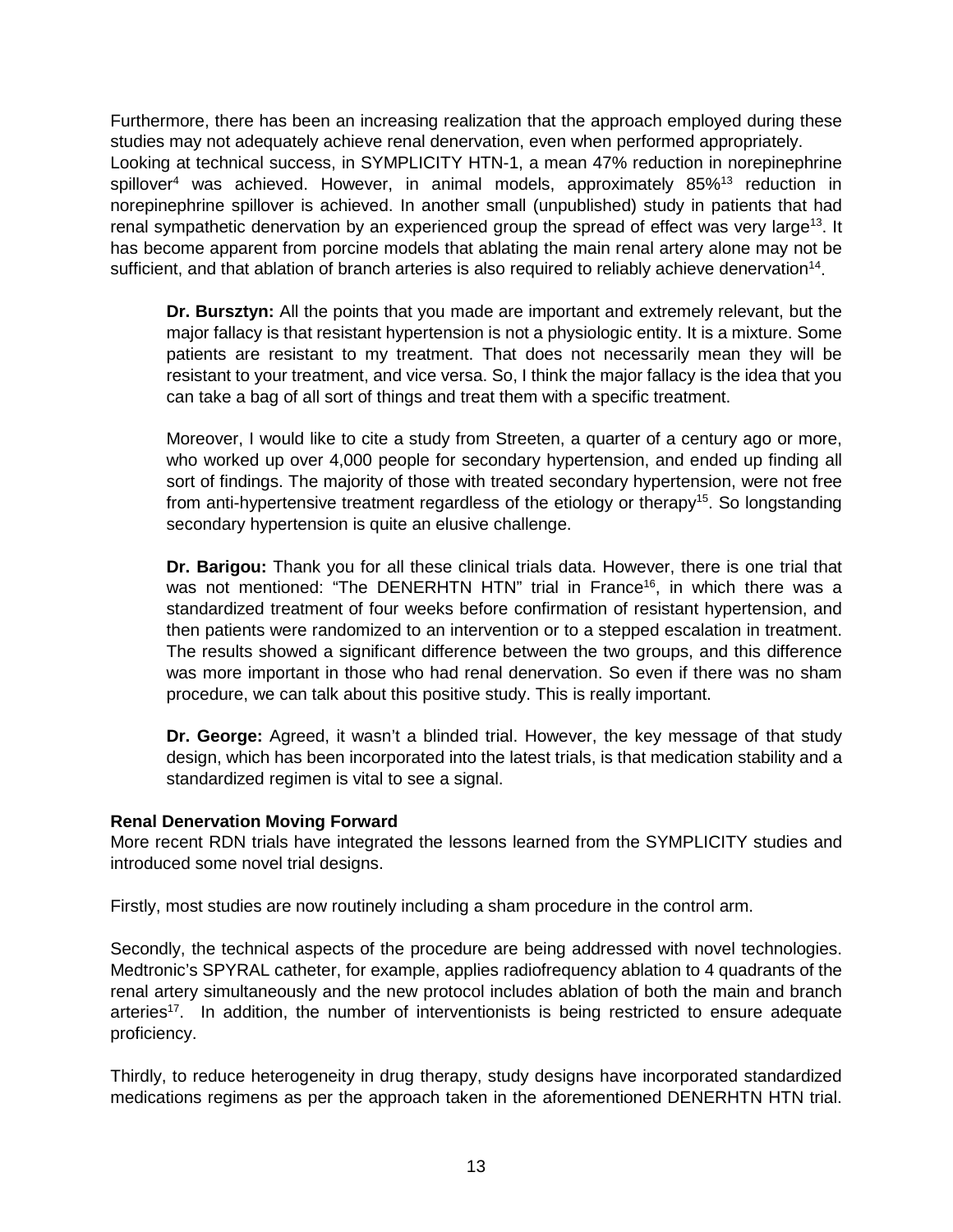Furthermore, there has been an increasing realization that the approach employed during these studies may not adequately achieve renal denervation, even when performed appropriately. Looking at technical success, in SYMPLICITY HTN-1, a mean 47% reduction in norepinephrine spillover[4] was achieved. However, in animal models, approximately 85%[13] reduction in norepinephrine spillover is achieved. In another small (unpublished) study in patients that had renal sympathetic denervation by an experienced group the spread of effect was very large[13]. It has become apparent from porcine models that ablating the main renal artery alone may not be sufficient, and that ablation of branch arteries is also required to reliably achieve denervation[14].

> **Dr. Bursztyn:** All the points that you made are important and extremely relevant, but the major fallacy is that resistant hypertension is not a physiologic entity. It is a mixture. Some patients are resistant to my treatment. That does not necessarily mean they will be resistant to your treatment, and vice versa. So, I think the major fallacy is the idea that you can take a bag of all sort of things and treat them with a specific treatment.
>
> Moreover, I would like to cite a study from Streeten, a quarter of a century ago or more, who worked up over 4,000 people for secondary hypertension, and ended up finding all sort of findings. The majority of those with treated secondary hypertension, were not free from anti-hypertensive treatment regardless of the etiology or therapy[15]. So longstanding secondary hypertension is quite an elusive challenge.
>
> **Dr. Barigou:** Thank you for all these clinical trials data. However, there is one trial that was not mentioned: "The DENERHTN HTN" trial in France[16], in which there was a standardized treatment of four weeks before confirmation of resistant hypertension, and then patients were randomized to an intervention or to a stepped escalation in treatment. The results showed a significant difference between the two groups, and this difference was more important in those who had renal denervation. So even if there was no sham procedure, we can talk about this positive study. This is really important.
>
> **Dr. George:** Agreed, it wasn't a blinded trial. However, the key message of that study design, which has been incorporated into the latest trials, is that medication stability and a standardized regimen is vital to see a signal.

**Renal Denervation Moving Forward**

More recent RDN trials have integrated the lessons learned from the SYMPLICITY studies and introduced some novel trial designs.

Firstly, most studies are now routinely including a sham procedure in the control arm.

Secondly, the technical aspects of the procedure are being addressed with novel technologies. Medtronic's SPYRAL catheter, for example, applies radiofrequency ablation to 4 quadrants of the renal artery simultaneously and the new protocol includes ablation of both the main and branch arteries[17]. In addition, the number of interventionists is being restricted to ensure adequate proficiency.

Thirdly, to reduce heterogeneity in drug therapy, study designs have incorporated standardized medications regimens as per the approach taken in the aforementioned DENERHTN HTN trial.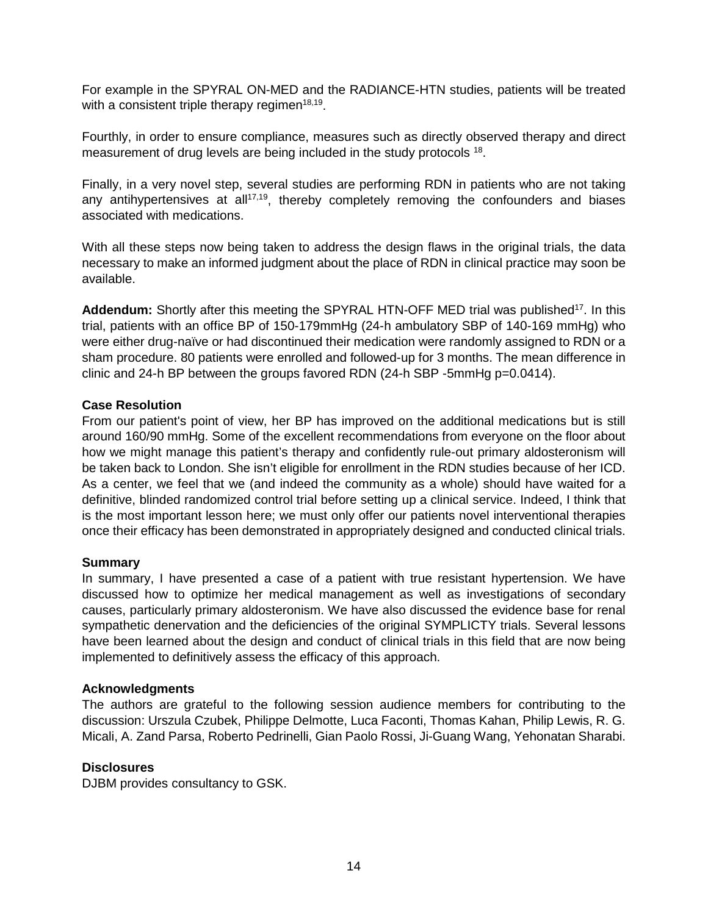For example in the SPYRAL ON-MED and the RADIANCE-HTN studies, patients will be treated with a consistent triple therapy regimen[18,19].

Fourthly, in order to ensure compliance, measures such as directly observed therapy and direct measurement of drug levels are being included in the study protocols [18].

Finally, in a very novel step, several studies are performing RDN in patients who are not taking any antihypertensives at all[17,19], thereby completely removing the confounders and biases associated with medications.

With all these steps now being taken to address the design flaws in the original trials, the data necessary to make an informed judgment about the place of RDN in clinical practice may soon be available.

**Addendum:** Shortly after this meeting the SPYRAL HTN-OFF MED trial was published[17]. In this trial, patients with an office BP of 150-179mmHg (24-h ambulatory SBP of 140-169 mmHg) who were either drug-naïve or had discontinued their medication were randomly assigned to RDN or a sham procedure. 80 patients were enrolled and followed-up for 3 months. The mean difference in clinic and 24-h BP between the groups favored RDN (24-h SBP -5mmHg p=0.0414).

**Case Resolution**

From our patient's point of view, her BP has improved on the additional medications but is still around 160/90 mmHg. Some of the excellent recommendations from everyone on the floor about how we might manage this patient's therapy and confidently rule-out primary aldosteronism will be taken back to London. She isn't eligible for enrollment in the RDN studies because of her ICD. As a center, we feel that we (and indeed the community as a whole) should have waited for a definitive, blinded randomized control trial before setting up a clinical service. Indeed, I think that is the most important lesson here; we must only offer our patients novel interventional therapies once their efficacy has been demonstrated in appropriately designed and conducted clinical trials.

**Summary**

In summary, I have presented a case of a patient with true resistant hypertension. We have discussed how to optimize her medical management as well as investigations of secondary causes, particularly primary aldosteronism. We have also discussed the evidence base for renal sympathetic denervation and the deficiencies of the original SYMPLICTY trials. Several lessons have been learned about the design and conduct of clinical trials in this field that are now being implemented to definitively assess the efficacy of this approach.

**Acknowledgments**

The authors are grateful to the following session audience members for contributing to the discussion: Urszula Czubek, Philippe Delmotte, Luca Faconti, Thomas Kahan, Philip Lewis, R. G. Micali, A. Zand Parsa, Roberto Pedrinelli, Gian Paolo Rossi, Ji-Guang Wang, Yehonatan Sharabi.

**Disclosures**

DJBM provides consultancy to GSK.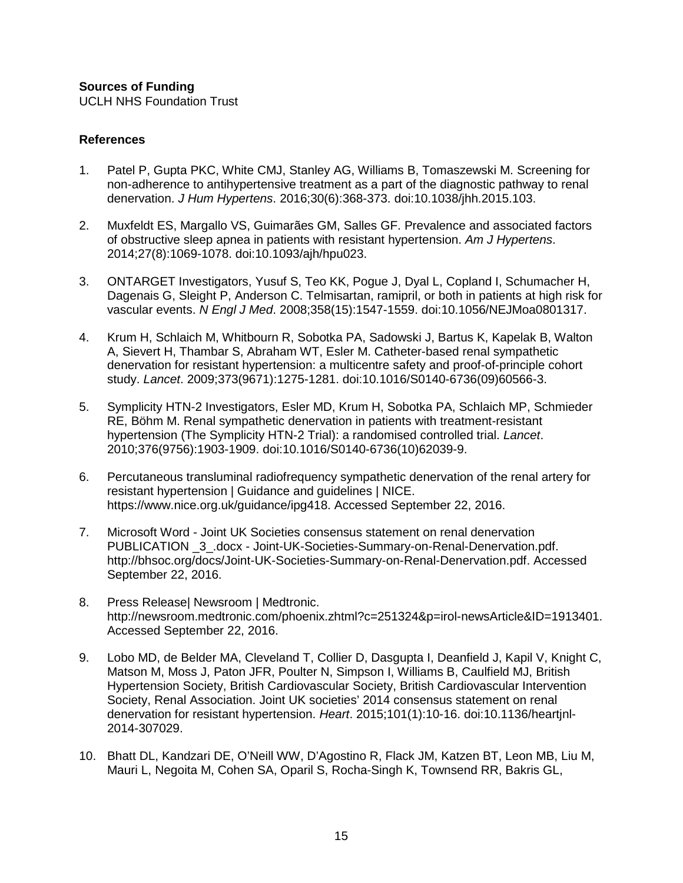**Sources of Funding**
UCLH NHS Foundation Trust

**References**

1. Patel P, Gupta PKC, White CMJ, Stanley AG, Williams B, Tomaszewski M. Screening for non-adherence to antihypertensive treatment as a part of the diagnostic pathway to renal denervation. *J Hum Hypertens*. 2016;30(6):368-373. doi:10.1038/jhh.2015.103.

2. Muxfeldt ES, Margallo VS, Guimarães GM, Salles GF. Prevalence and associated factors of obstructive sleep apnea in patients with resistant hypertension. *Am J Hypertens*. 2014;27(8):1069-1078. doi:10.1093/ajh/hpu023.

3. ONTARGET Investigators, Yusuf S, Teo KK, Pogue J, Dyal L, Copland I, Schumacher H, Dagenais G, Sleight P, Anderson C. Telmisartan, ramipril, or both in patients at high risk for vascular events. *N Engl J Med*. 2008;358(15):1547-1559. doi:10.1056/NEJMoa0801317.

4. Krum H, Schlaich M, Whitbourn R, Sobotka PA, Sadowski J, Bartus K, Kapelak B, Walton A, Sievert H, Thambar S, Abraham WT, Esler M. Catheter-based renal sympathetic denervation for resistant hypertension: a multicentre safety and proof-of-principle cohort study. *Lancet*. 2009;373(9671):1275-1281. doi:10.1016/S0140-6736(09)60566-3.

5. Symplicity HTN-2 Investigators, Esler MD, Krum H, Sobotka PA, Schlaich MP, Schmieder RE, Böhm M. Renal sympathetic denervation in patients with treatment-resistant hypertension (The Symplicity HTN-2 Trial): a randomised controlled trial. *Lancet*. 2010;376(9756):1903-1909. doi:10.1016/S0140-6736(10)62039-9.

6. Percutaneous transluminal radiofrequency sympathetic denervation of the renal artery for resistant hypertension | Guidance and guidelines | NICE. https://www.nice.org.uk/guidance/ipg418. Accessed September 22, 2016.

7. Microsoft Word - Joint UK Societies consensus statement on renal denervation PUBLICATION _3_.docx - Joint-UK-Societies-Summary-on-Renal-Denervation.pdf. http://bhsoc.org/docs/Joint-UK-Societies-Summary-on-Renal-Denervation.pdf. Accessed September 22, 2016.

8. Press Release| Newsroom | Medtronic. http://newsroom.medtronic.com/phoenix.zhtml?c=251324&p=irol-newsArticle&ID=1913401. Accessed September 22, 2016.

9. Lobo MD, de Belder MA, Cleveland T, Collier D, Dasgupta I, Deanfield J, Kapil V, Knight C, Matson M, Moss J, Paton JFR, Poulter N, Simpson I, Williams B, Caulfield MJ, British Hypertension Society, British Cardiovascular Society, British Cardiovascular Intervention Society, Renal Association. Joint UK societies' 2014 consensus statement on renal denervation for resistant hypertension. *Heart*. 2015;101(1):10-16. doi:10.1136/heartjnl-2014-307029.

10. Bhatt DL, Kandzari DE, O'Neill WW, D'Agostino R, Flack JM, Katzen BT, Leon MB, Liu M, Mauri L, Negoita M, Cohen SA, Oparil S, Rocha-Singh K, Townsend RR, Bakris GL,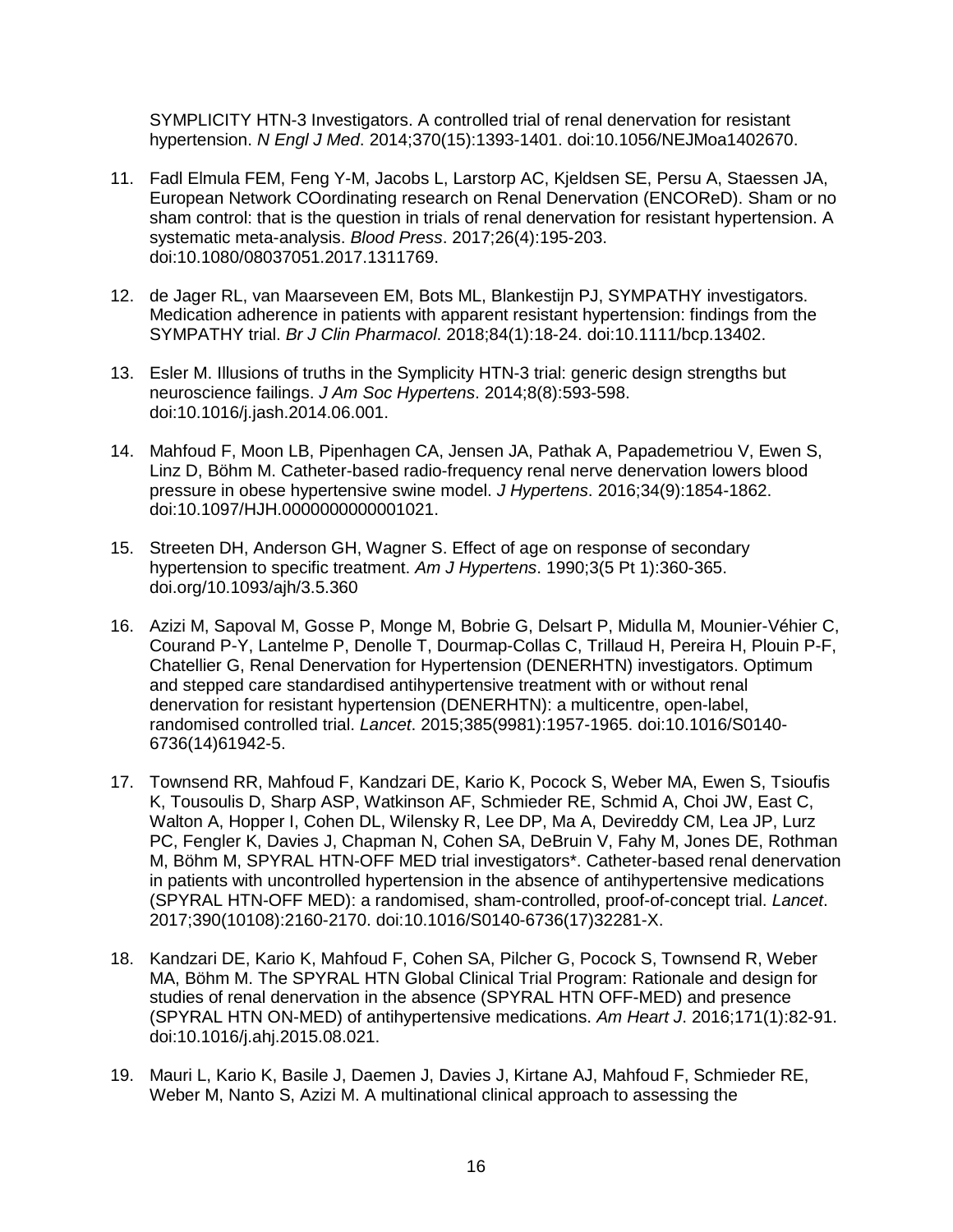SYMPLICITY HTN-3 Investigators. A controlled trial of renal denervation for resistant hypertension. *N Engl J Med*. 2014;370(15):1393-1401. doi:10.1056/NEJMoa1402670.

11. Fadl Elmula FEM, Feng Y-M, Jacobs L, Larstorp AC, Kjeldsen SE, Persu A, Staessen JA, European Network COordinating research on Renal Denervation (ENCOReD). Sham or no sham control: that is the question in trials of renal denervation for resistant hypertension. A systematic meta-analysis. *Blood Press*. 2017;26(4):195-203. doi:10.1080/08037051.2017.1311769.

12. de Jager RL, van Maarseveen EM, Bots ML, Blankestijn PJ, SYMPATHY investigators. Medication adherence in patients with apparent resistant hypertension: findings from the SYMPATHY trial. *Br J Clin Pharmacol*. 2018;84(1):18-24. doi:10.1111/bcp.13402.

13. Esler M. Illusions of truths in the Symplicity HTN-3 trial: generic design strengths but neuroscience failings. *J Am Soc Hypertens*. 2014;8(8):593-598. doi:10.1016/j.jash.2014.06.001.

14. Mahfoud F, Moon LB, Pipenhagen CA, Jensen JA, Pathak A, Papademetriou V, Ewen S, Linz D, Böhm M. Catheter-based radio-frequency renal nerve denervation lowers blood pressure in obese hypertensive swine model. *J Hypertens*. 2016;34(9):1854-1862. doi:10.1097/HJH.0000000000001021.

15. Streeten DH, Anderson GH, Wagner S. Effect of age on response of secondary hypertension to specific treatment. *Am J Hypertens*. 1990;3(5 Pt 1):360-365. doi.org/10.1093/ajh/3.5.360

16. Azizi M, Sapoval M, Gosse P, Monge M, Bobrie G, Delsart P, Midulla M, Mounier-Véhier C, Courand P-Y, Lantelme P, Denolle T, Dourmap-Collas C, Trillaud H, Pereira H, Plouin P-F, Chatellier G, Renal Denervation for Hypertension (DENERHTN) investigators. Optimum and stepped care standardised antihypertensive treatment with or without renal denervation for resistant hypertension (DENERHTN): a multicentre, open-label, randomised controlled trial. *Lancet*. 2015;385(9981):1957-1965. doi:10.1016/S0140-6736(14)61942-5.

17. Townsend RR, Mahfoud F, Kandzari DE, Kario K, Pocock S, Weber MA, Ewen S, Tsioufis K, Tousoulis D, Sharp ASP, Watkinson AF, Schmieder RE, Schmid A, Choi JW, East C, Walton A, Hopper I, Cohen DL, Wilensky R, Lee DP, Ma A, Devireddy CM, Lea JP, Lurz PC, Fengler K, Davies J, Chapman N, Cohen SA, DeBruin V, Fahy M, Jones DE, Rothman M, Böhm M, SPYRAL HTN-OFF MED trial investigators*. Catheter-based renal denervation in patients with uncontrolled hypertension in the absence of antihypertensive medications (SPYRAL HTN-OFF MED): a randomised, sham-controlled, proof-of-concept trial. *Lancet*. 2017;390(10108):2160-2170. doi:10.1016/S0140-6736(17)32281-X.

18. Kandzari DE, Kario K, Mahfoud F, Cohen SA, Pilcher G, Pocock S, Townsend R, Weber MA, Böhm M. The SPYRAL HTN Global Clinical Trial Program: Rationale and design for studies of renal denervation in the absence (SPYRAL HTN OFF-MED) and presence (SPYRAL HTN ON-MED) of antihypertensive medications. *Am Heart J*. 2016;171(1):82-91. doi:10.1016/j.ahj.2015.08.021.

19. Mauri L, Kario K, Basile J, Daemen J, Davies J, Kirtane AJ, Mahfoud F, Schmieder RE, Weber M, Nanto S, Azizi M. A multinational clinical approach to assessing the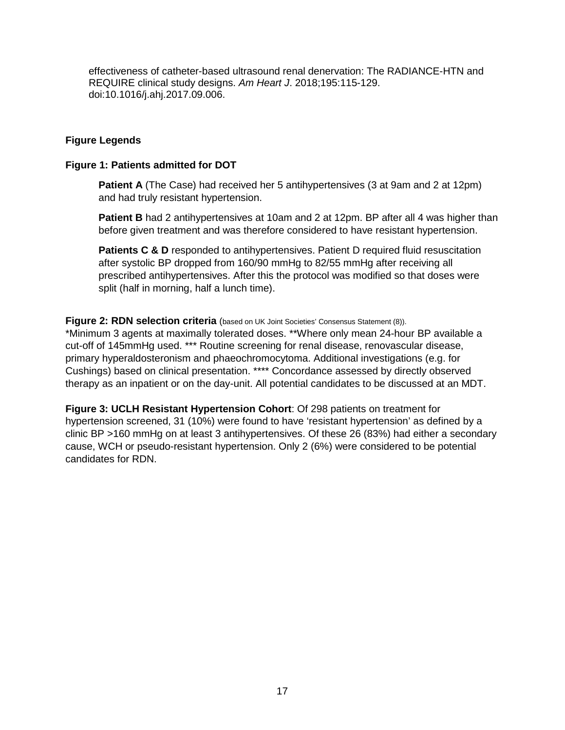effectiveness of catheter-based ultrasound renal denervation: The RADIANCE-HTN and REQUIRE clinical study designs. *Am Heart J*. 2018;195:115-129. doi:10.1016/j.ahj.2017.09.006.

## Figure Legends

**Figure 1: Patients admitted for DOT**

**Patient A** (The Case) had received her 5 antihypertensives (3 at 9am and 2 at 12pm) and had truly resistant hypertension.

**Patient B** had 2 antihypertensives at 10am and 2 at 12pm. BP after all 4 was higher than before given treatment and was therefore considered to have resistant hypertension.

**Patients C & D** responded to antihypertensives. Patient D required fluid resuscitation after systolic BP dropped from 160/90 mmHg to 82/55 mmHg after receiving all prescribed antihypertensives. After this the protocol was modified so that doses were split (half in morning, half a lunch time).

**Figure 2: RDN selection criteria** (based on UK Joint Societies' Consensus Statement (8)).
*Minimum 3 agents at maximally tolerated doses. **Where only mean 24-hour BP available a cut-off of 145mmHg used. *** Routine screening for renal disease, renovascular disease, primary hyperaldosteronism and phaeochromocytoma. Additional investigations (e.g. for Cushings) based on clinical presentation. **** Concordance assessed by directly observed therapy as an inpatient or on the day-unit. All potential candidates to be discussed at an MDT.

**Figure 3: UCLH Resistant Hypertension Cohort**: Of 298 patients on treatment for hypertension screened, 31 (10%) were found to have 'resistant hypertension' as defined by a clinic BP >160 mmHg on at least 3 antihypertensives. Of these 26 (83%) had either a secondary cause, WCH or pseudo-resistant hypertension. Only 2 (6%) were considered to be potential candidates for RDN.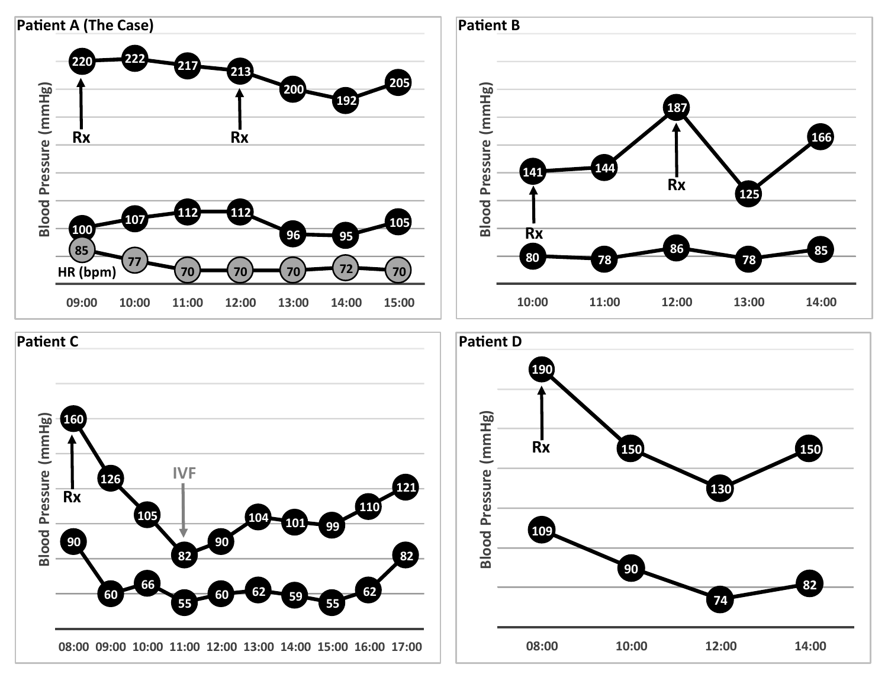## Patient A (The Case)

Blood Pressure (mmHg)

| Time | 09:00 | 10:00 | 11:00 | 12:00 | 13:00 | 14:00 | 15:00 |
|---|---|---|---|---|---|---|---|
| Systolic | 220 | 222 | 217 | 213 | 200 | 192 | 205 |
| Diastolic | 100 | 107 | 112 | 112 | 96 | 95 | 105 |
| HR (bpm) | 85 | 77 | 70 | 70 | 70 | 72 | 70 |

Rx at 09:00 and 12:00.

## Patient B

Blood Pressure (mmHg)

| Time | 10:00 | 11:00 | 12:00 | 13:00 | 14:00 |
|---|---|---|---|---|---|
| Systolic | 141 | 144 | 187 | 125 | 166 |
| Diastolic | 80 | 78 | 86 | 78 | 85 |

Rx at 10:00 and 12:00.

## Patient C

Blood Pressure (mmHg)

| Time | 08:00 | 09:00 | 10:00 | 11:00 | 12:00 | 13:00 | 14:00 | 15:00 | 16:00 | 17:00 |
|---|---|---|---|---|---|---|---|---|---|---|
| Systolic | 160 | 126 | 105 | 82 | 90 | 104 | 101 | 99 | 110 | 121 |
| Diastolic | 90 | 60 | 66 | 55 | 60 | 62 | 59 | 55 | 62 | 82 |

Rx at 08:00; IVF at 11:00.

## Patient D

Blood Pressure (mmHg)

| Time | 08:00 | 10:00 | 12:00 | 14:00 |
|---|---|---|---|---|
| Systolic | 190 | 150 | 130 | 150 |
| Diastolic | 109 | 90 | 74 | 82 |

Rx at 08:00.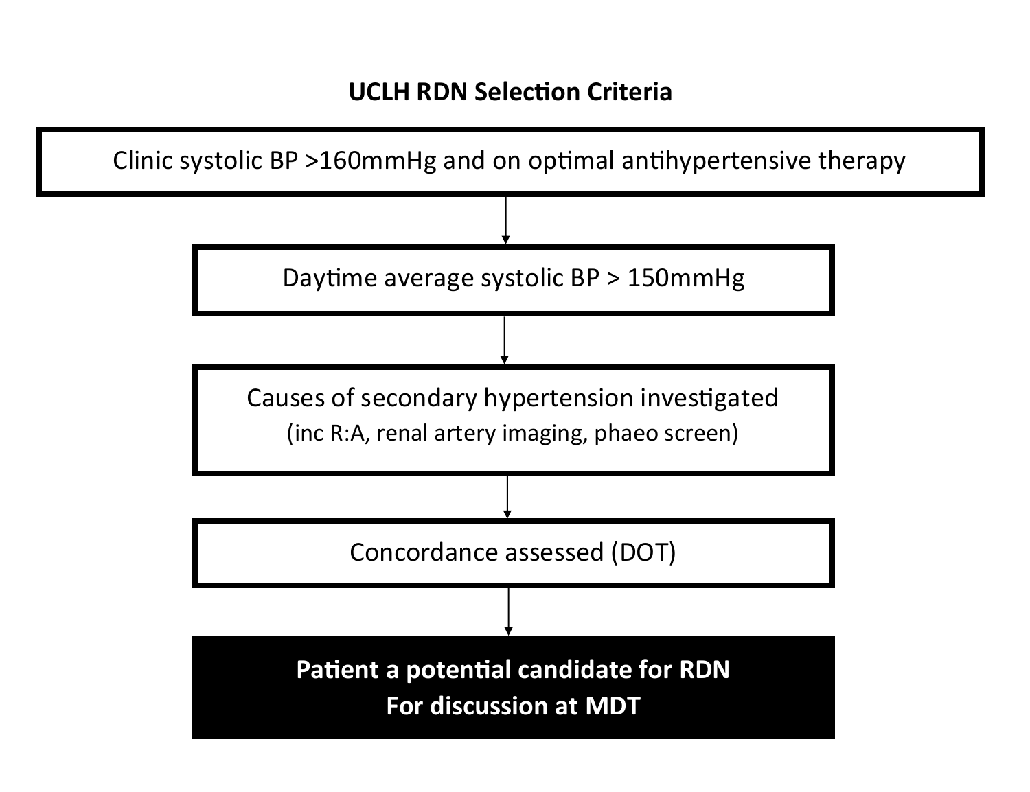**UCLH RDN Selection Criteria**

Clinic systolic BP >160mmHg and on optimal antihypertensive therapy

↓

Daytime average systolic BP > 150mmHg

↓

Causes of secondary hypertension investigated
(inc R:A, renal artery imaging, phaeo screen)

↓

Concordance assessed (DOT)

↓

**Patient a potential candidate for RDN**
**For discussion at MDT**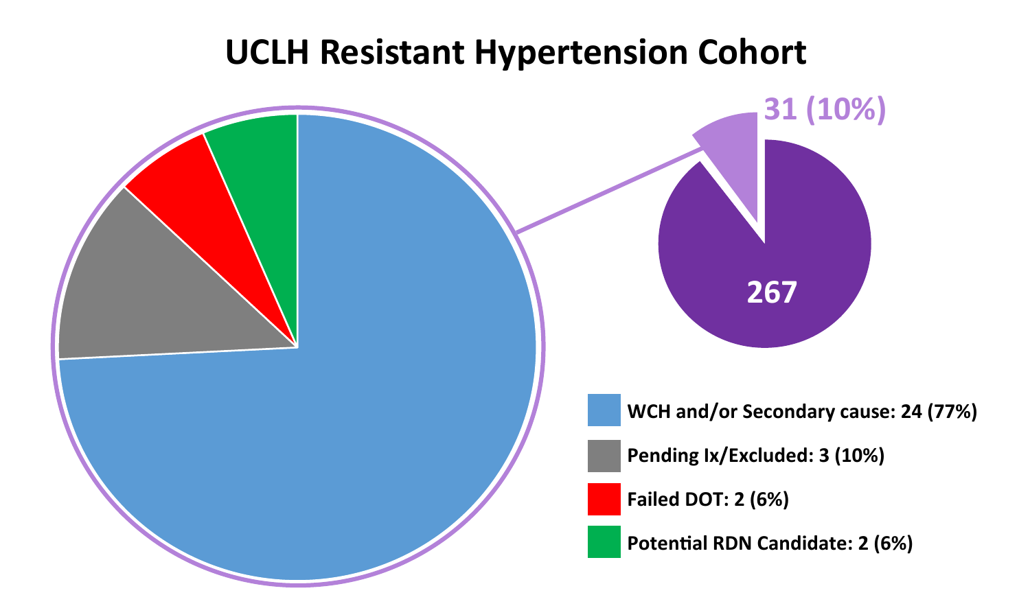# UCLH Resistant Hypertension Cohort

31 (10%)

267

WCH and/or Secondary cause: 24 (77%)

Pending Ix/Excluded: 3 (10%)

Failed DOT: 2 (6%)

Potential RDN Candidate: 2 (6%)